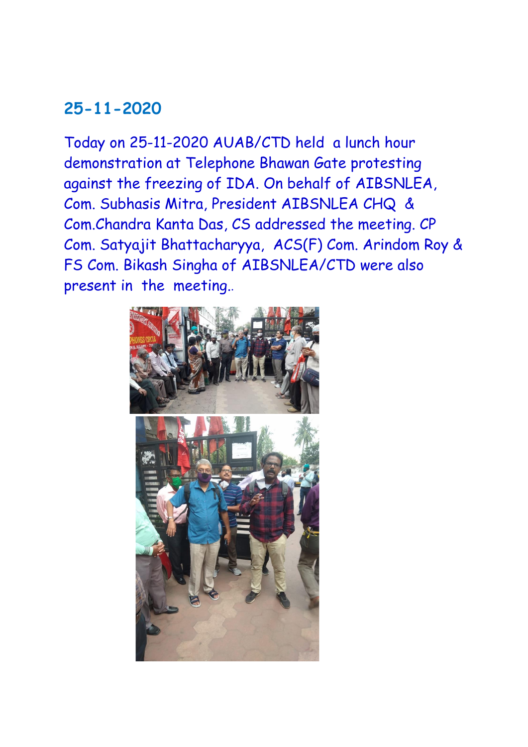## 25-11-2020

Today on 25-11-2020 AUAB/CTD held a lunch hour demonstration at Telephone Bhawan Gate protesting against the freezing of IDA. On behalf of AIBSNLEA, Com. Subhasis Mitra, President AIBSNLEA CHQ & Com.Chandra Kanta Das, CS addressed the meeting. CP Com. Satyajit Bhattacharyya, ACS(F) Com. Arindom Roy & FS Com. Bikash Singha of AIBSNLEA/CTD were also present in the meeting..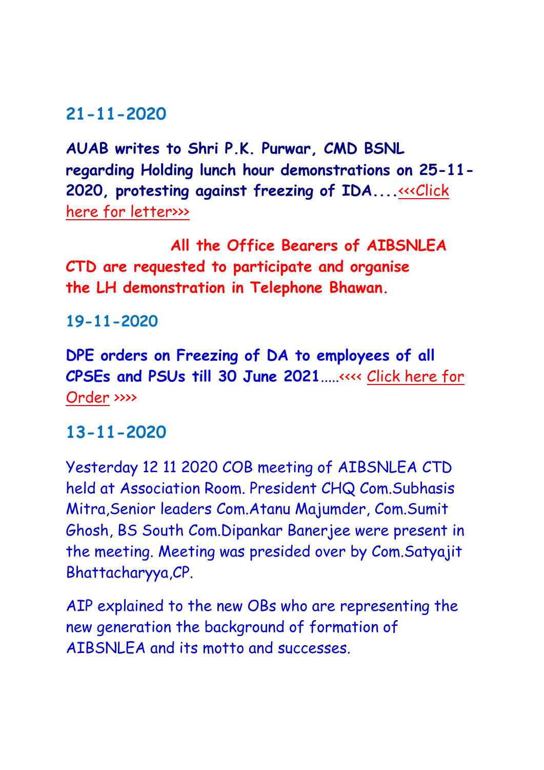## 21-11-2020

**AUAB writes to Shri P.K. Purwar, CMD BSNL regarding Holding lunch hour demonstrations on 25-11-2020, protesting against freezing of IDA....** <<<Click here for letter>>>

**All the Office Bearers of AIBSNLEA CTD are requested to participate and organise the LH demonstration in Telephone Bhawan.**

## 19-11-2020

**DPE orders on Freezing of DA to employees of all CPSEs and PSUs till 30 June 2021**.....<<<< Click here for Order >>>>

## 13-11-2020

Yesterday 12 11 2020 COB meeting of AIBSNLEA CTD held at Association Room. President CHQ Com.Subhasis Mitra,Senior leaders Com.Atanu Majumder, Com.Sumit Ghosh, BS South Com.Dipankar Banerjee were present in the meeting. Meeting was presided over by Com.Satyajit Bhattacharyya,CP.

AIP explained to the new OBs who are representing the new generation the background of formation of AIBSNLEA and its motto and successes.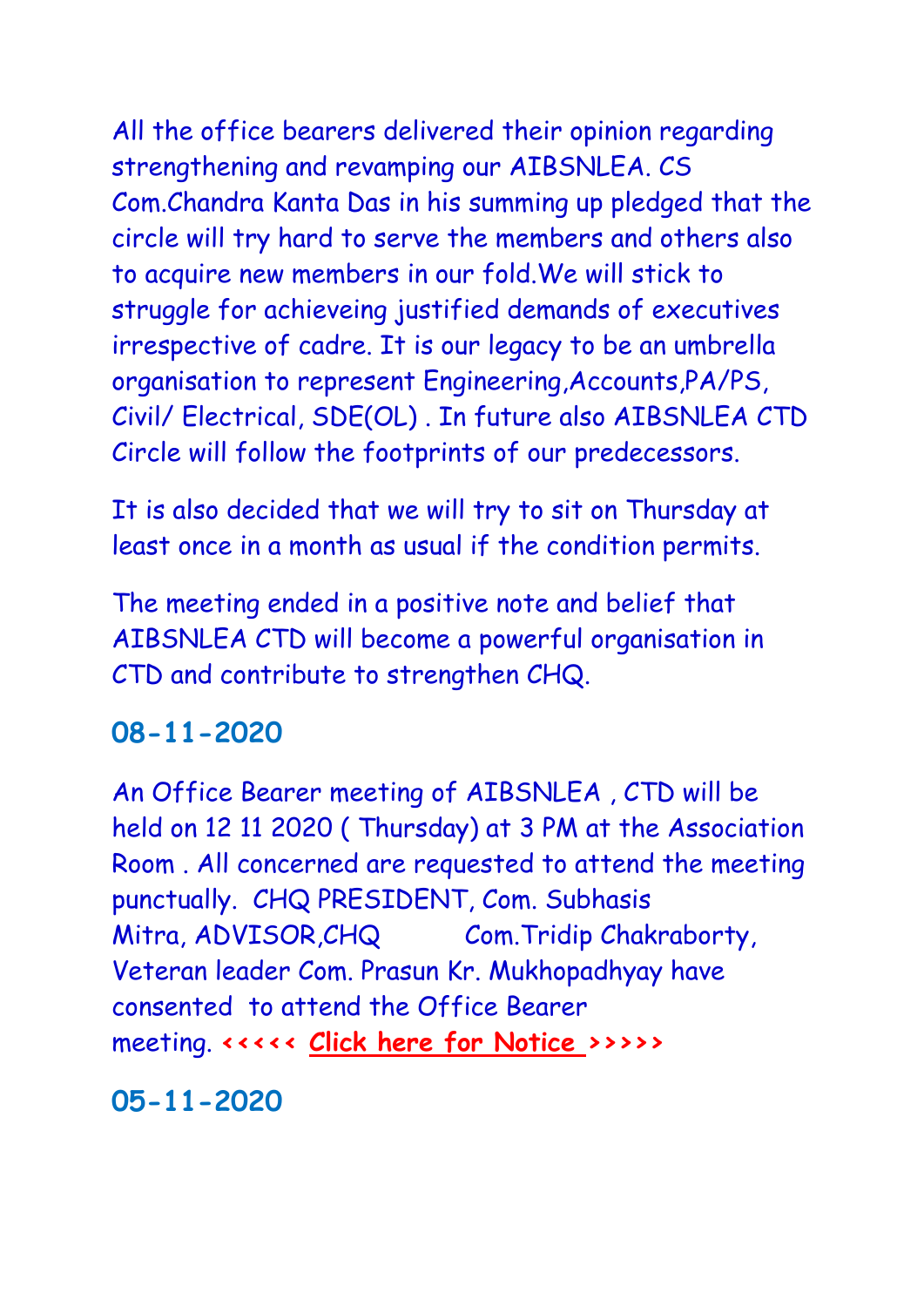All the office bearers delivered their opinion regarding strengthening and revamping our AIBSNLEA. CS Com.Chandra Kanta Das in his summing up pledged that the circle will try hard to serve the members and others also to acquire new members in our fold.We will stick to struggle for achieveing justified demands of executives irrespective of cadre. It is our legacy to be an umbrella organisation to represent Engineering,Accounts,PA/PS, Civil/ Electrical, SDE(OL) . In future also AIBSNLEA CTD Circle will follow the footprints of our predecessors.

It is also decided that we will try to sit on Thursday at least once in a month as usual if the condition permits.

The meeting ended in a positive note and belief that AIBSNLEA CTD will become a powerful organisation in CTD and contribute to strengthen CHQ.

## 08-11-2020

An Office Bearer meeting of AIBSNLEA , CTD will be held on 12 11 2020 ( Thursday) at 3 PM at the Association Room . All concerned are requested to attend the meeting punctually. CHQ PRESIDENT, Com. Subhasis Mitra, ADVISOR,CHQ Com.Tridip Chakraborty, Veteran leader Com. Prasun Kr. Mukhopadhyay have consented to attend the Office Bearer meeting. **<<<<< Click here for Notice >>>>>**

## 05-11-2020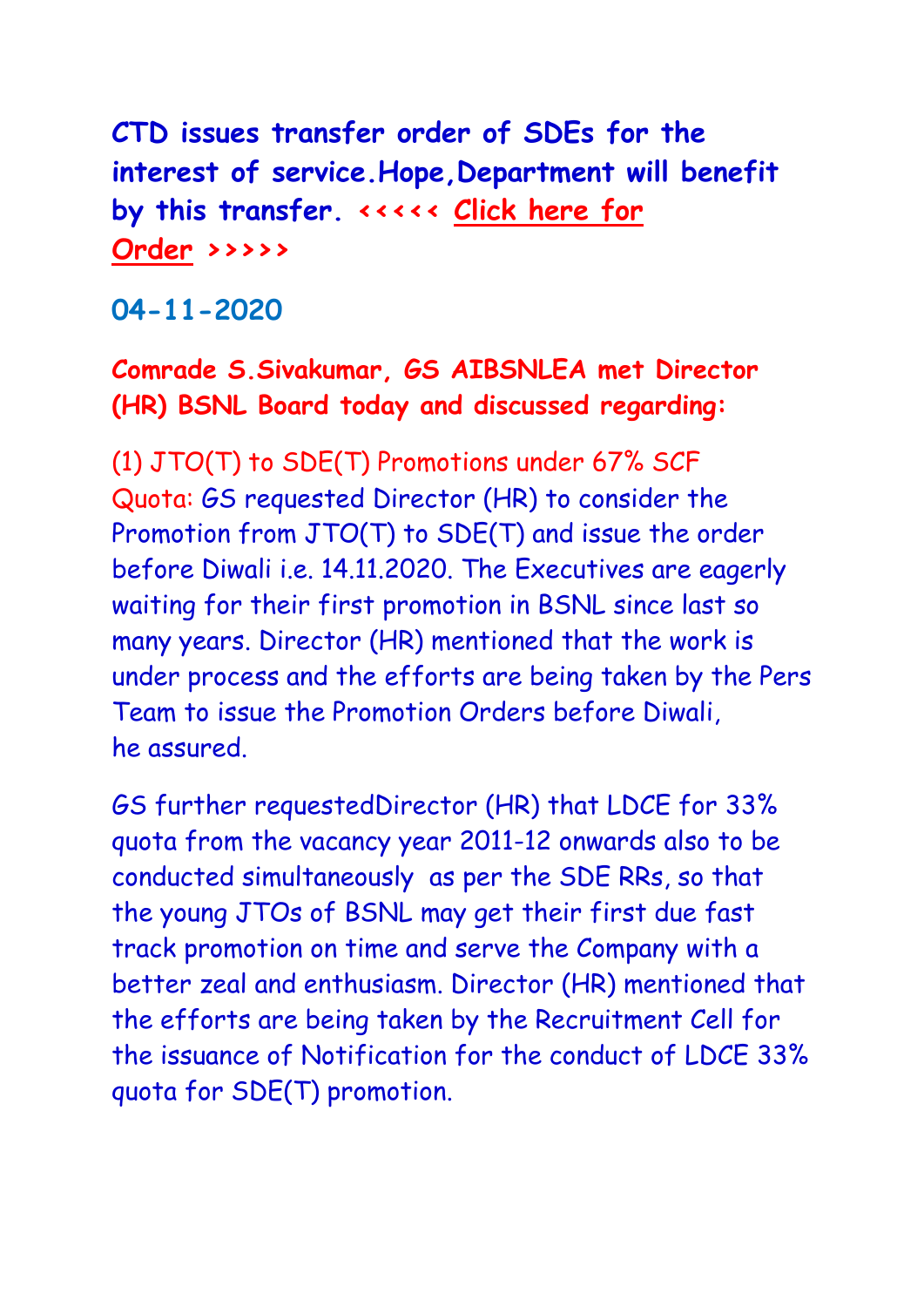**CTD issues transfer order of SDEs for the interest of service.Hope,Department will benefit by this transfer. <<<<< Click here for Order >>>>>**

**04-11-2020**

**Comrade S.Sivakumar, GS AIBSNLEA met Director (HR) BSNL Board today and discussed regarding:**

(1) JTO(T) to SDE(T) Promotions under 67% SCF Quota: GS requested Director (HR) to consider the Promotion from JTO(T) to SDE(T) and issue the order before Diwali i.e. 14.11.2020. The Executives are eagerly waiting for their first promotion in BSNL since last so many years. Director (HR) mentioned that the work is under process and the efforts are being taken by the Pers Team to issue the Promotion Orders before Diwali, he assured.

GS further requestedDirector (HR) that LDCE for 33% quota from the vacancy year 2011-12 onwards also to be conducted simultaneously as per the SDE RRs, so that the young JTOs of BSNL may get their first due fast track promotion on time and serve the Company with a better zeal and enthusiasm. Director (HR) mentioned that the efforts are being taken by the Recruitment Cell for the issuance of Notification for the conduct of LDCE 33% quota for SDE(T) promotion.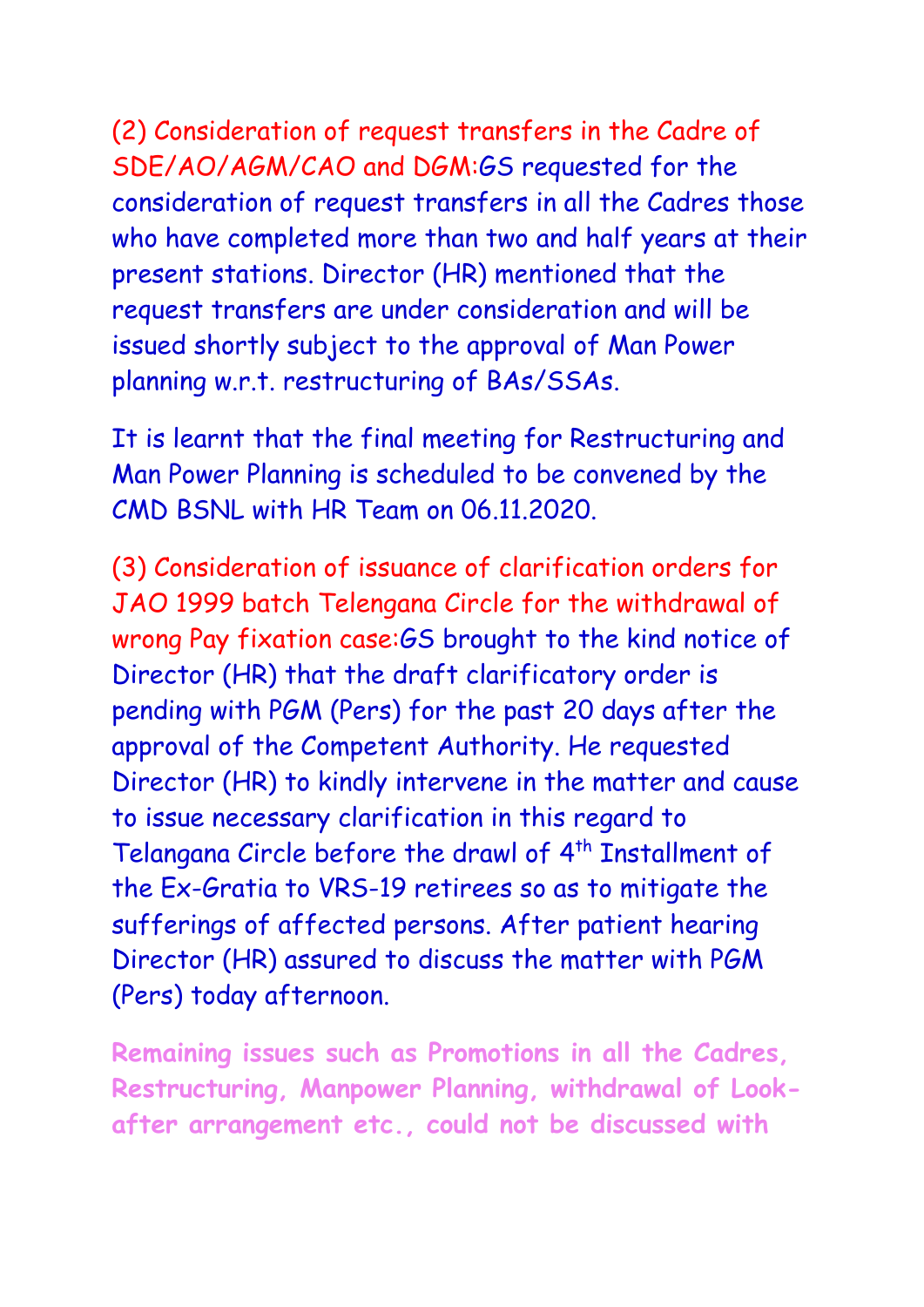(2) Consideration of request transfers in the Cadre of SDE/AO/AGM/CAO and DGM:GS requested for the consideration of request transfers in all the Cadres those who have completed more than two and half years at their present stations. Director (HR) mentioned that the request transfers are under consideration and will be issued shortly subject to the approval of Man Power planning w.r.t. restructuring of BAs/SSAs.

It is learnt that the final meeting for Restructuring and Man Power Planning is scheduled to be convened by the CMD BSNL with HR Team on 06.11.2020.

(3) Consideration of issuance of clarification orders for JAO 1999 batch Telengana Circle for the withdrawal of wrong Pay fixation case:GS brought to the kind notice of Director (HR) that the draft clarificatory order is pending with PGM (Pers) for the past 20 days after the approval of the Competent Authority. He requested Director (HR) to kindly intervene in the matter and cause to issue necessary clarification in this regard to Telangana Circle before the drawl of 4th Installment of the Ex-Gratia to VRS-19 retirees so as to mitigate the sufferings of affected persons. After patient hearing Director (HR) assured to discuss the matter with PGM (Pers) today afternoon.

**Remaining issues such as Promotions in all the Cadres, Restructuring, Manpower Planning, withdrawal of Look-after arrangement etc., could not be discussed with**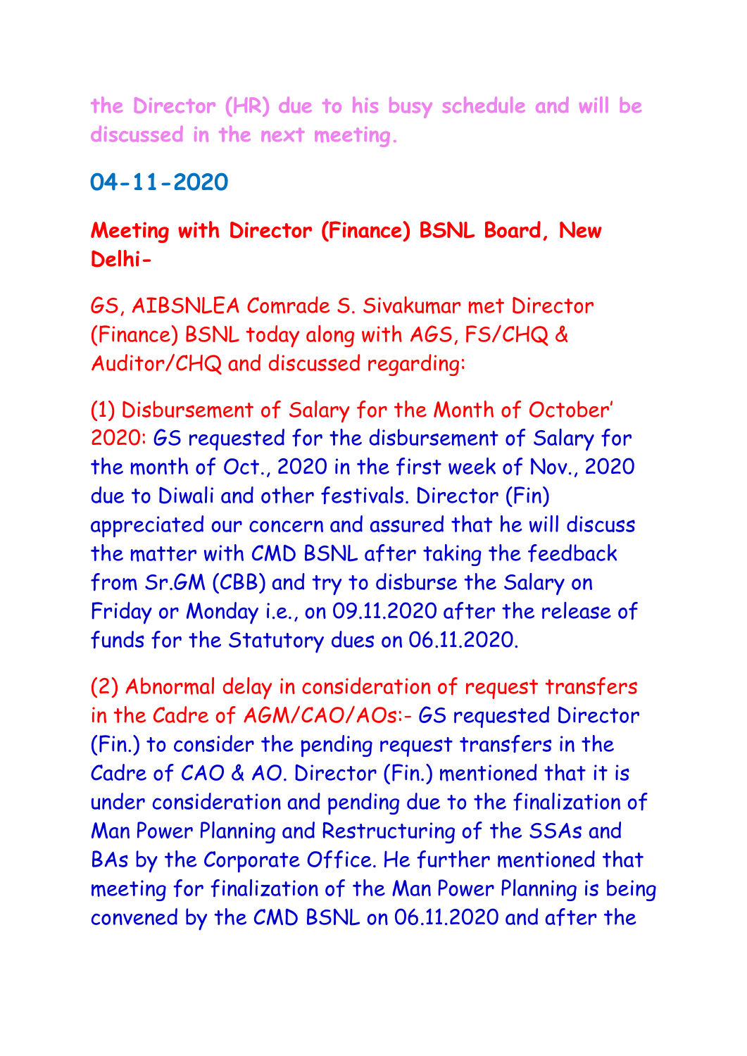the Director (HR) due to his busy schedule and will be discussed in the next meeting.

## 04-11-2020

**Meeting with Director (Finance) BSNL Board, New Delhi-**

GS, AIBSNLEA Comrade S. Sivakumar met Director (Finance) BSNL today along with AGS, FS/CHQ & Auditor/CHQ and discussed regarding:

(1) Disbursement of Salary for the Month of October' 2020: GS requested for the disbursement of Salary for the month of Oct., 2020 in the first week of Nov., 2020 due to Diwali and other festivals. Director (Fin) appreciated our concern and assured that he will discuss the matter with CMD BSNL after taking the feedback from Sr.GM (CBB) and try to disburse the Salary on Friday or Monday i.e., on 09.11.2020 after the release of funds for the Statutory dues on 06.11.2020.

(2) Abnormal delay in consideration of request transfers in the Cadre of AGM/CAO/AOs:- GS requested Director (Fin.) to consider the pending request transfers in the Cadre of CAO & AO. Director (Fin.) mentioned that it is under consideration and pending due to the finalization of Man Power Planning and Restructuring of the SSAs and BAs by the Corporate Office. He further mentioned that meeting for finalization of the Man Power Planning is being convened by the CMD BSNL on 06.11.2020 and after the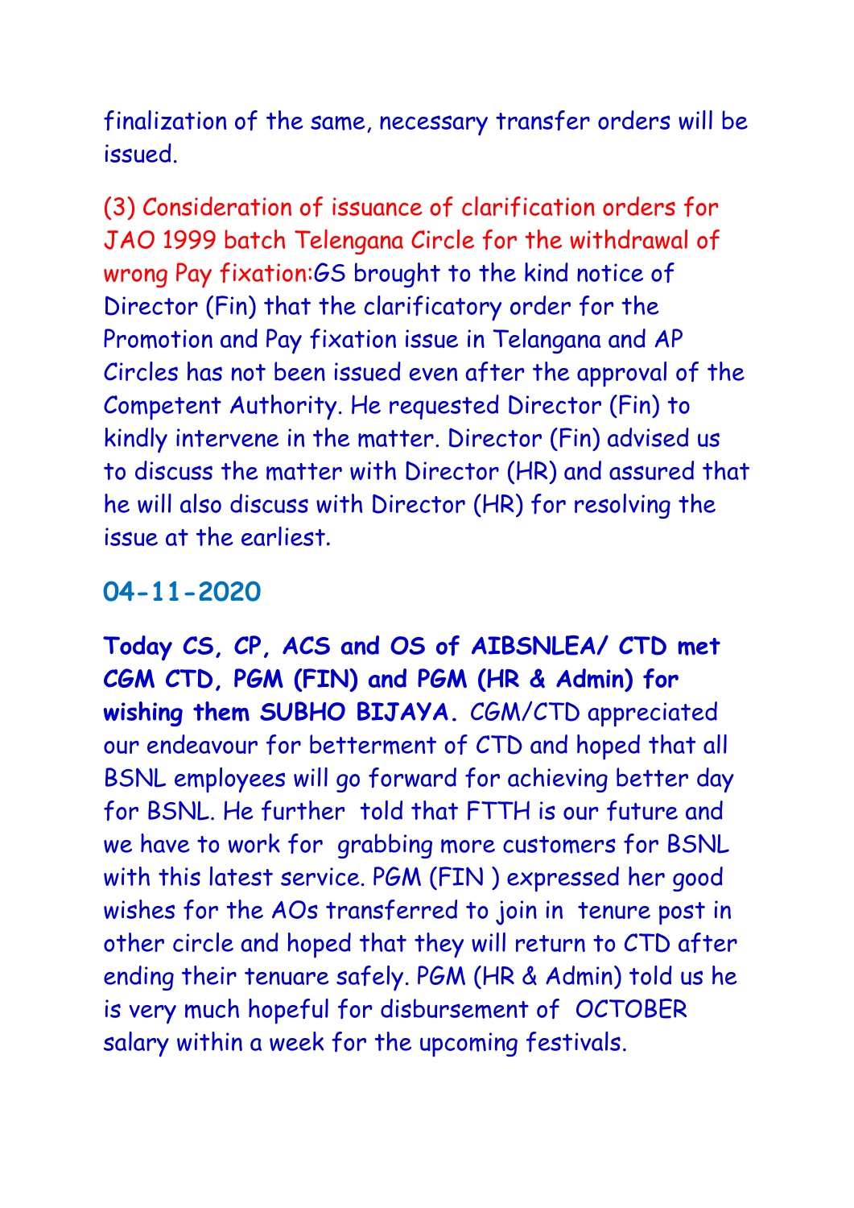finalization of the same, necessary transfer orders will be issued.

(3) Consideration of issuance of clarification orders for JAO 1999 batch Telengana Circle for the withdrawal of wrong Pay fixation:GS brought to the kind notice of Director (Fin) that the clarificatory order for the Promotion and Pay fixation issue in Telangana and AP Circles has not been issued even after the approval of the Competent Authority. He requested Director (Fin) to kindly intervene in the matter. Director (Fin) advised us to discuss the matter with Director (HR) and assured that he will also discuss with Director (HR) for resolving the issue at the earliest.

## 04-11-2020

**Today CS, CP, ACS and OS of AIBSNLEA/ CTD met CGM CTD, PGM (FIN) and PGM (HR & Admin) for wishing them SUBHO BIJAYA.** CGM/CTD appreciated our endeavour for betterment of CTD and hoped that all BSNL employees will go forward for achieving better day for BSNL. He further told that FTTH is our future and we have to work for grabbing more customers for BSNL with this latest service. PGM (FIN ) expressed her good wishes for the AOs transferred to join in tenure post in other circle and hoped that they will return to CTD after ending their tenuare safely. PGM (HR & Admin) told us he is very much hopeful for disbursement of OCTOBER salary within a week for the upcoming festivals.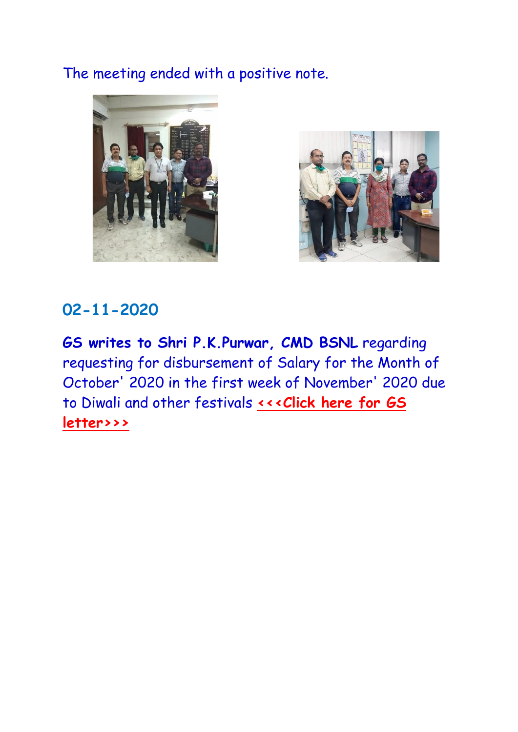The meeting ended with a positive note.

## 02-11-2020

**GS writes to Shri P.K.Purwar, CMD BSNL** regarding requesting for disbursement of Salary for the Month of October' 2020 in the first week of November' 2020 due to Diwali and other festivals **<<<Click here for GS letter>>>**